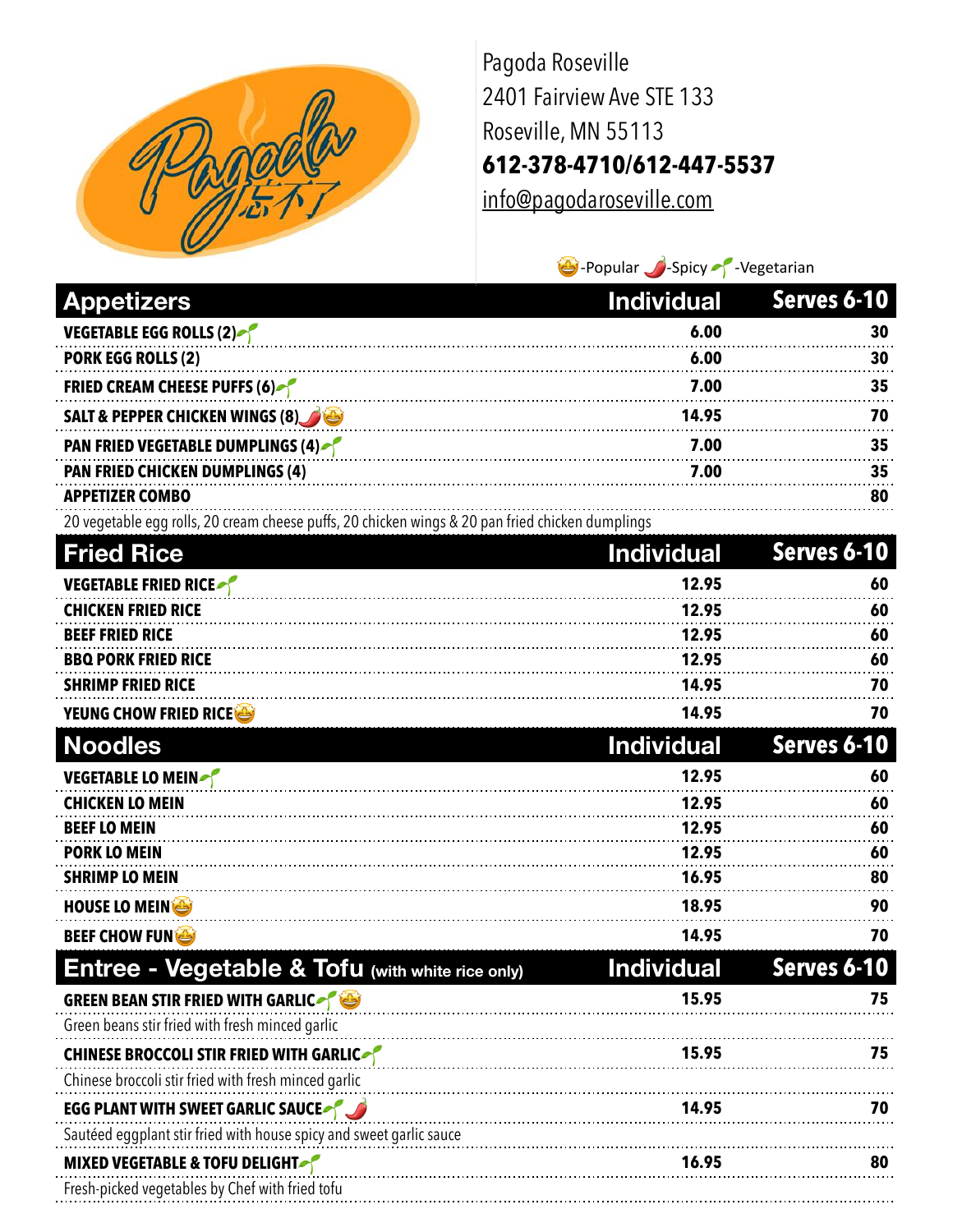Pagoda 忘不了

Pagoda Roseville
2401 Fairview Ave STE 133
Roseville, MN 55113
**612-378-4710/612-447-5537**
info@pagodaroseville.com

🤩-Popular 🌶️-Spicy 🌱-Vegetarian

## Appetizers

| Appetizers | Individual | Serves 6-10 |
|---|---|---|
| **VEGETABLE EGG ROLLS (2)** 🌱 | 6.00 | 30 |
| **PORK EGG ROLLS (2)** | 6.00 | 30 |
| **FRIED CREAM CHEESE PUFFS (6)** 🌱 | 7.00 | 35 |
| **SALT & PEPPER CHICKEN WINGS (8)** 🌶️🤩 | 14.95 | 70 |
| **PAN FRIED VEGETABLE DUMPLINGS (4)** 🌱 | 7.00 | 35 |
| **PAN FRIED CHICKEN DUMPLINGS (4)** | 7.00 | 35 |
| **APPETIZER COMBO**<br>20 vegetable egg rolls, 20 cream cheese puffs, 20 chicken wings & 20 pan fried chicken dumplings | | 80 |

## Fried Rice

| Fried Rice | Individual | Serves 6-10 |
|---|---|---|
| **VEGETABLE FRIED RICE** 🌱 | 12.95 | 60 |
| **CHICKEN FRIED RICE** | 12.95 | 60 |
| **BEEF FRIED RICE** | 12.95 | 60 |
| **BBQ PORK FRIED RICE** | 12.95 | 60 |
| **SHRIMP FRIED RICE** | 14.95 | 70 |
| **YEUNG CHOW FRIED RICE** 🤩 | 14.95 | 70 |

## Noodles

| Noodles | Individual | Serves 6-10 |
|---|---|---|
| **VEGETABLE LO MEIN** 🌱 | 12.95 | 60 |
| **CHICKEN LO MEIN** | 12.95 | 60 |
| **BEEF LO MEIN** | 12.95 | 60 |
| **PORK LO MEIN** | 12.95 | 60 |
| **SHRIMP LO MEIN** | 16.95 | 80 |
| **HOUSE LO MEIN** 🤩 | 18.95 | 90 |
| **BEEF CHOW FUN** 🤩 | 14.95 | 70 |

## Entree - Vegetable & Tofu (with white rice only)

| Entree - Vegetable & Tofu (with white rice only) | Individual | Serves 6-10 |
|---|---|---|
| **GREEN BEAN STIR FRIED WITH GARLIC** 🌱🤩<br>Green beans stir fried with fresh minced garlic | 15.95 | 75 |
| **CHINESE BROCCOLI STIR FRIED WITH GARLIC** 🌱<br>Chinese broccoli stir fried with fresh minced garlic | 15.95 | 75 |
| **EGG PLANT WITH SWEET GARLIC SAUCE** 🌱🌶️<br>Sautéed eggplant stir fried with house spicy and sweet garlic sauce | 14.95 | 70 |
| **MIXED VEGETABLE & TOFU DELIGHT** 🌱<br>Fresh-picked vegetables by Chef with fried tofu | 16.95 | 80 |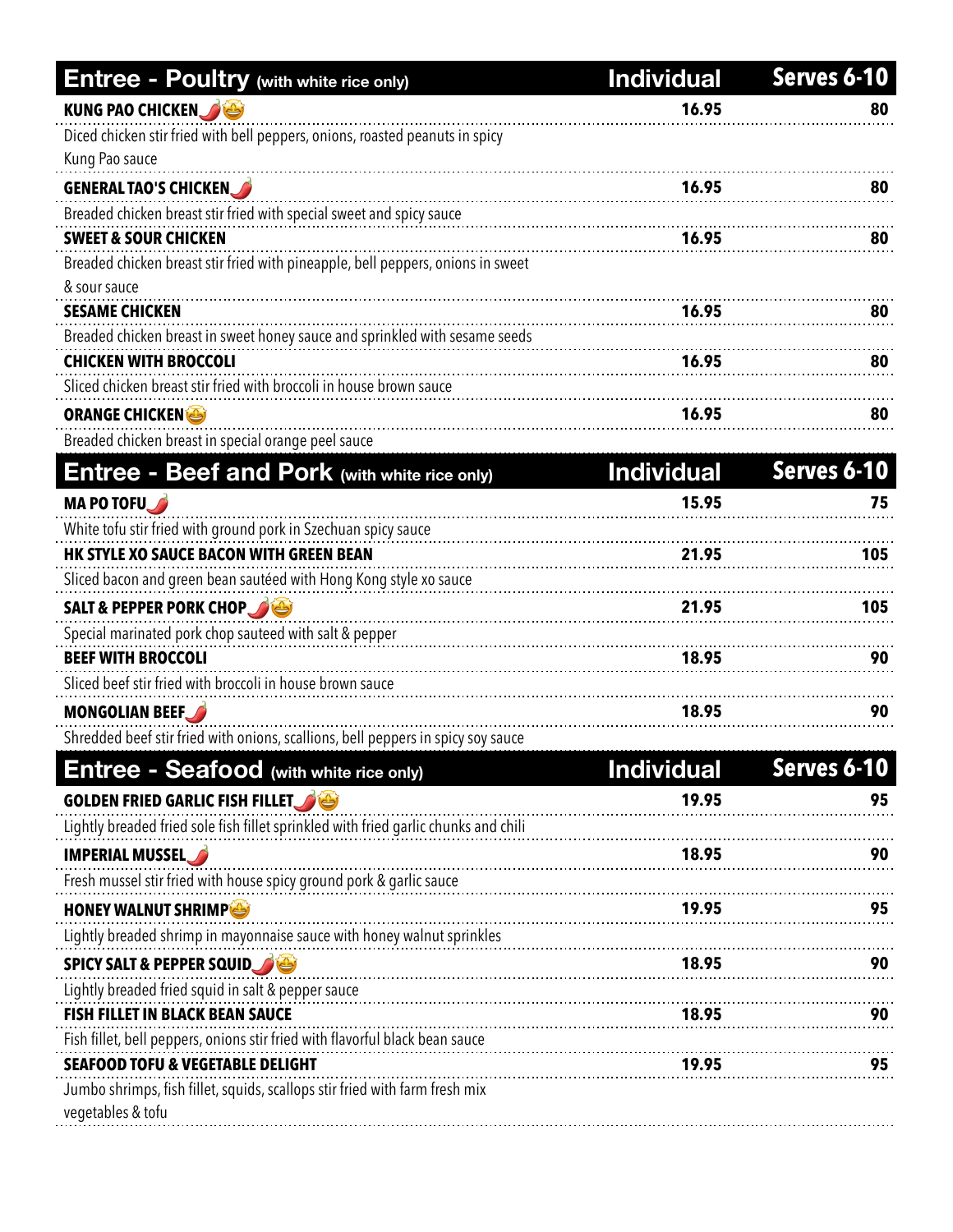| Entree - Poultry (with white rice only) | Individual | Serves 6-10 |
|---|---|---|
| **KUNG PAO CHICKEN** 🌶️🤩 | 16.95 | 80 |
| Diced chicken stir fried with bell peppers, onions, roasted peanuts in spicy Kung Pao sauce | | |
| **GENERAL TAO'S CHICKEN** 🌶️ | 16.95 | 80 |
| Breaded chicken breast stir fried with special sweet and spicy sauce | | |
| **SWEET & SOUR CHICKEN** | 16.95 | 80 |
| Breaded chicken breast stir fried with pineapple, bell peppers, onions in sweet & sour sauce | | |
| **SESAME CHICKEN** | 16.95 | 80 |
| Breaded chicken breast in sweet honey sauce and sprinkled with sesame seeds | | |
| **CHICKEN WITH BROCCOLI** | 16.95 | 80 |
| Sliced chicken breast stir fried with broccoli in house brown sauce | | |
| **ORANGE CHICKEN** 🤩 | 16.95 | 80 |
| Breaded chicken breast in special orange peel sauce | | |

| Entree - Beef and Pork (with white rice only) | Individual | Serves 6-10 |
|---|---|---|
| **MA PO TOFU** 🌶️ | 15.95 | 75 |
| White tofu stir fried with ground pork in Szechuan spicy sauce | | |
| **HK STYLE XO SAUCE BACON WITH GREEN BEAN** | 21.95 | 105 |
| Sliced bacon and green bean sautéed with Hong Kong style xo sauce | | |
| **SALT & PEPPER PORK CHOP** 🌶️🤩 | 21.95 | 105 |
| Special marinated pork chop sauteed with salt & pepper | | |
| **BEEF WITH BROCCOLI** | 18.95 | 90 |
| Sliced beef stir fried with broccoli in house brown sauce | | |
| **MONGOLIAN BEEF** 🌶️ | 18.95 | 90 |
| Shredded beef stir fried with onions, scallions, bell peppers in spicy soy sauce | | |

| Entree - Seafood (with white rice only) | Individual | Serves 6-10 |
|---|---|---|
| **GOLDEN FRIED GARLIC FISH FILLET** 🌶️🤩 | 19.95 | 95 |
| Lightly breaded fried sole fish fillet sprinkled with fried garlic chunks and chili | | |
| **IMPERIAL MUSSEL** 🌶️ | 18.95 | 90 |
| Fresh mussel stir fried with house spicy ground pork & garlic sauce | | |
| **HONEY WALNUT SHRIMP** 🤩 | 19.95 | 95 |
| Lightly breaded shrimp in mayonnaise sauce with honey walnut sprinkles | | |
| **SPICY SALT & PEPPER SQUID** 🌶️🤩 | 18.95 | 90 |
| Lightly breaded fried squid in salt & pepper sauce | | |
| **FISH FILLET IN BLACK BEAN SAUCE** | 18.95 | 90 |
| Fish fillet, bell peppers, onions stir fried with flavorful black bean sauce | | |
| **SEAFOOD TOFU & VEGETABLE DELIGHT** | 19.95 | 95 |
| Jumbo shrimps, fish fillet, squids, scallops stir fried with farm fresh mix vegetables & tofu | | |